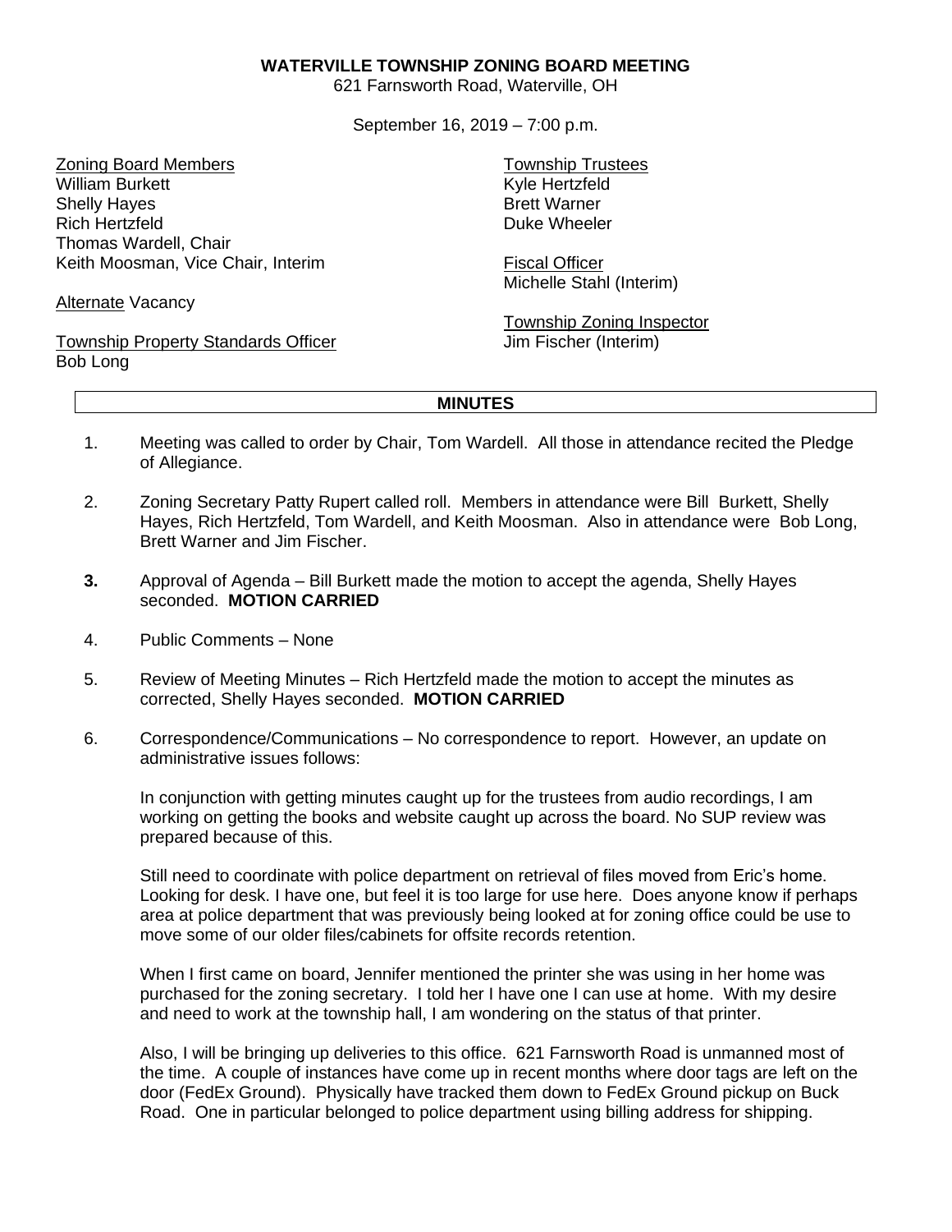**WATERVILLE TOWNSHIP ZONING BOARD MEETING**

621 Farnsworth Road, Waterville, OH

September 16, 2019 – 7:00 p.m.

Zoning Board Members
William Burkett
Shelly Hayes
Rich Hertzfeld
Thomas Wardell, Chair
Keith Moosman, Vice Chair, Interim

Alternate Vacancy

Township Property Standards Officer
Bob Long

Township Trustees
Kyle Hertzfeld
Brett Warner
Duke Wheeler

Fiscal Officer
Michelle Stahl (Interim)

Township Zoning Inspector
Jim Fischer (Interim)

## MINUTES

1. Meeting was called to order by Chair, Tom Wardell. All those in attendance recited the Pledge of Allegiance.

2. Zoning Secretary Patty Rupert called roll. Members in attendance were Bill Burkett, Shelly Hayes, Rich Hertzfeld, Tom Wardell, and Keith Moosman. Also in attendance were Bob Long, Brett Warner and Jim Fischer.

3. Approval of Agenda – Bill Burkett made the motion to accept the agenda, Shelly Hayes seconded. **MOTION CARRIED**

4. Public Comments – None

5. Review of Meeting Minutes – Rich Hertzfeld made the motion to accept the minutes as corrected, Shelly Hayes seconded. **MOTION CARRIED**

6. Correspondence/Communications – No correspondence to report. However, an update on administrative issues follows:

   In conjunction with getting minutes caught up for the trustees from audio recordings, I am working on getting the books and website caught up across the board. No SUP review was prepared because of this.

   Still need to coordinate with police department on retrieval of files moved from Eric's home. Looking for desk. I have one, but feel it is too large for use here. Does anyone know if perhaps area at police department that was previously being looked at for zoning office could be use to move some of our older files/cabinets for offsite records retention.

   When I first came on board, Jennifer mentioned the printer she was using in her home was purchased for the zoning secretary. I told her I have one I can use at home. With my desire and need to work at the township hall, I am wondering on the status of that printer.

   Also, I will be bringing up deliveries to this office. 621 Farnsworth Road is unmanned most of the time. A couple of instances have come up in recent months where door tags are left on the door (FedEx Ground). Physically have tracked them down to FedEx Ground pickup on Buck Road. One in particular belonged to police department using billing address for shipping.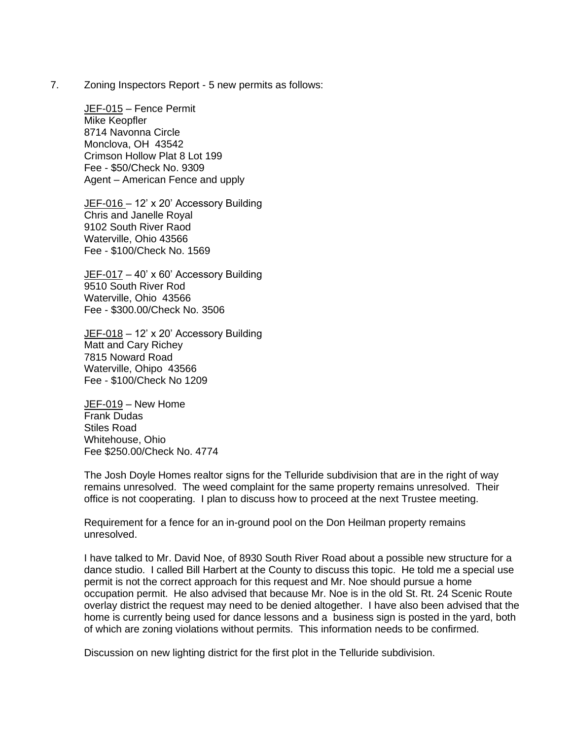7. Zoning Inspectors Report - 5 new permits as follows:

   <u>JEF-015</u> – Fence Permit
   Mike Keopfler
   8714 Navonna Circle
   Monclova, OH 43542
   Crimson Hollow Plat 8 Lot 199
   Fee - $50/Check No. 9309
   Agent – American Fence and upply

   <u>JEF-016</u> – 12' x 20' Accessory Building
   Chris and Janelle Royal
   9102 South River Raod
   Waterville, Ohio 43566
   Fee - $100/Check No. 1569

   <u>JEF-017</u> – 40' x 60' Accessory Building
   9510 South River Rod
   Waterville, Ohio 43566
   Fee - $300.00/Check No. 3506

   <u>JEF-018</u> – 12' x 20' Accessory Building
   Matt and Cary Richey
   7815 Noward Road
   Waterville, Ohipo 43566
   Fee - $100/Check No 1209

   <u>JEF-019</u> – New Home
   Frank Dudas
   Stiles Road
   Whitehouse, Ohio
   Fee $250.00/Check No. 4774

   The Josh Doyle Homes realtor signs for the Telluride subdivision that are in the right of way remains unresolved. The weed complaint for the same property remains unresolved. Their office is not cooperating. I plan to discuss how to proceed at the next Trustee meeting.

   Requirement for a fence for an in-ground pool on the Don Heilman property remains unresolved.

   I have talked to Mr. David Noe, of 8930 South River Road about a possible new structure for a dance studio. I called Bill Harbert at the County to discuss this topic. He told me a special use permit is not the correct approach for this request and Mr. Noe should pursue a home occupation permit. He also advised that because Mr. Noe is in the old St. Rt. 24 Scenic Route overlay district the request may need to be denied altogether. I have also been advised that the home is currently being used for dance lessons and a business sign is posted in the yard, both of which are zoning violations without permits. This information needs to be confirmed.

   Discussion on new lighting district for the first plot in the Telluride subdivision.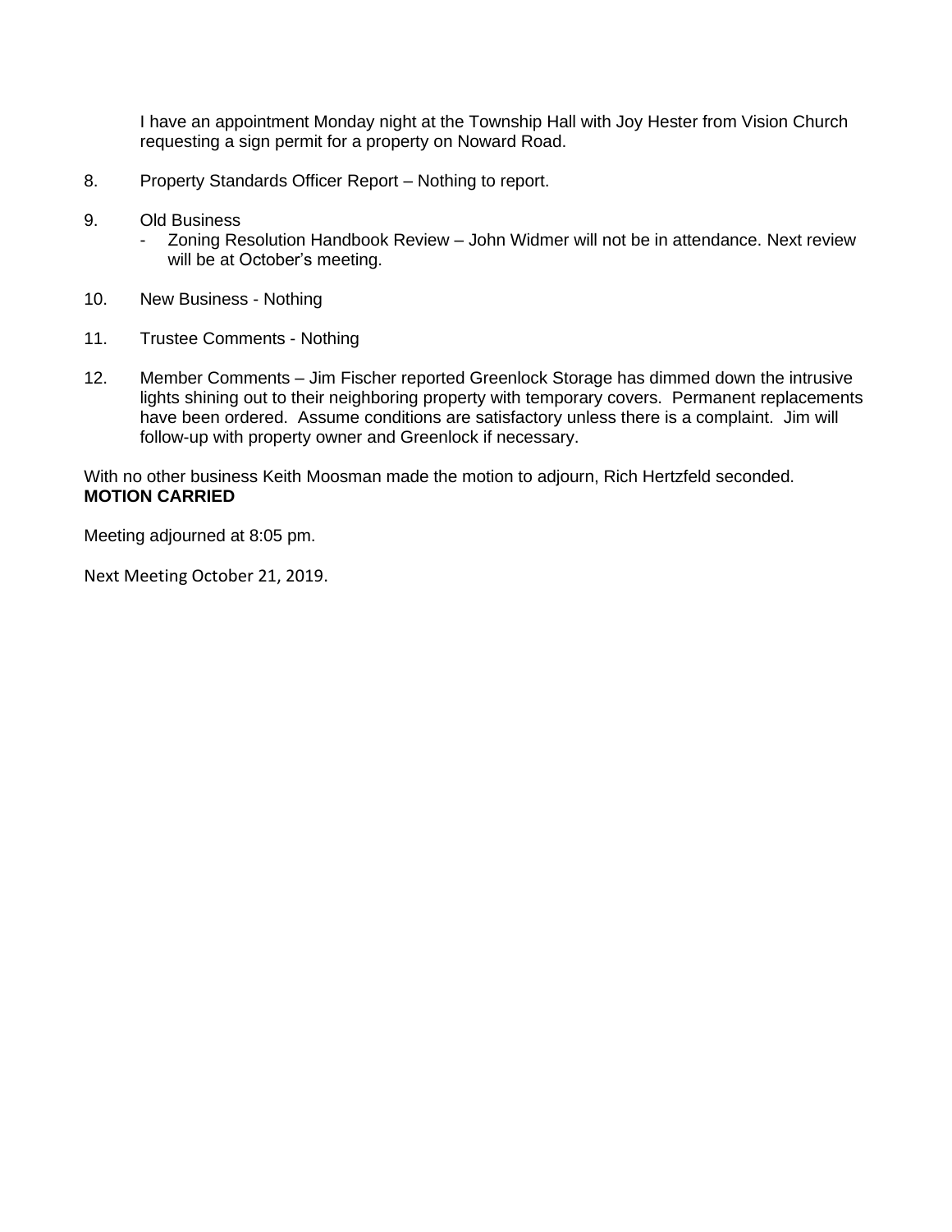I have an appointment Monday night at the Township Hall with Joy Hester from Vision Church requesting a sign permit for a property on Noward Road.

8. Property Standards Officer Report – Nothing to report.

9. Old Business
   - Zoning Resolution Handbook Review – John Widmer will not be in attendance. Next review will be at October's meeting.

10. New Business - Nothing

11. Trustee Comments - Nothing

12. Member Comments – Jim Fischer reported Greenlock Storage has dimmed down the intrusive lights shining out to their neighboring property with temporary covers. Permanent replacements have been ordered. Assume conditions are satisfactory unless there is a complaint. Jim will follow-up with property owner and Greenlock if necessary.

With no other business Keith Moosman made the motion to adjourn, Rich Hertzfeld seconded.
**MOTION CARRIED**

Meeting adjourned at 8:05 pm.

Next Meeting October 21, 2019.